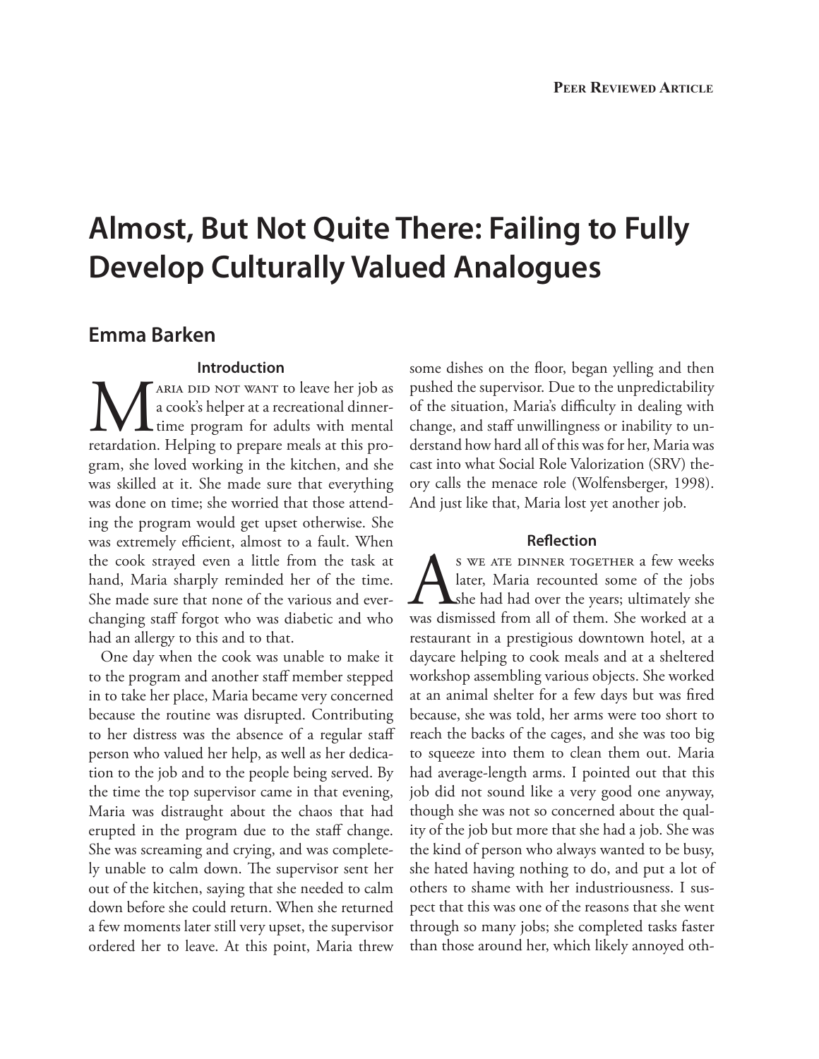# Almost, But Not Quite There: Failing to Fully Develop Culturally Valued Analogues

## Emma Barken

### Introduction

Maria did not want to leave her job as a cook's helper at a recreational dinner-time program for adults with mental retardation. Helping to prepare meals at this program, she loved working in the kitchen, and she was skilled at it. She made sure that everything was done on time; she worried that those attending the program would get upset otherwise. She was extremely efficient, almost to a fault. When the cook strayed even a little from the task at hand, Maria sharply reminded her of the time. She made sure that none of the various and ever-changing staff forgot who was diabetic and who had an allergy to this and to that.

One day when the cook was unable to make it to the program and another staff member stepped in to take her place, Maria became very concerned because the routine was disrupted. Contributing to her distress was the absence of a regular staff person who valued her help, as well as her dedication to the job and to the people being served. By the time the top supervisor came in that evening, Maria was distraught about the chaos that had erupted in the program due to the staff change. She was screaming and crying, and was completely unable to calm down. The supervisor sent her out of the kitchen, saying that she needed to calm down before she could return. When she returned a few moments later still very upset, the supervisor ordered her to leave. At this point, Maria threw some dishes on the floor, began yelling and then pushed the supervisor. Due to the unpredictability of the situation, Maria's difficulty in dealing with change, and staff unwillingness or inability to understand how hard all of this was for her, Maria was cast into what Social Role Valorization (SRV) theory calls the menace role (Wolfensberger, 1998). And just like that, Maria lost yet another job.

### Reflection

As we ate dinner together a few weeks later, Maria recounted some of the jobs she had had over the years; ultimately she was dismissed from all of them. She worked at a restaurant in a prestigious downtown hotel, at a daycare helping to cook meals and at a sheltered workshop assembling various objects. She worked at an animal shelter for a few days but was fired because, she was told, her arms were too short to reach the backs of the cages, and she was too big to squeeze into them to clean them out. Maria had average-length arms. I pointed out that this job did not sound like a very good one anyway, though she was not so concerned about the quality of the job but more that she had a job. She was the kind of person who always wanted to be busy, she hated having nothing to do, and put a lot of others to shame with her industriousness. I suspect that this was one of the reasons that she went through so many jobs; she completed tasks faster than those around her, which likely annoyed oth-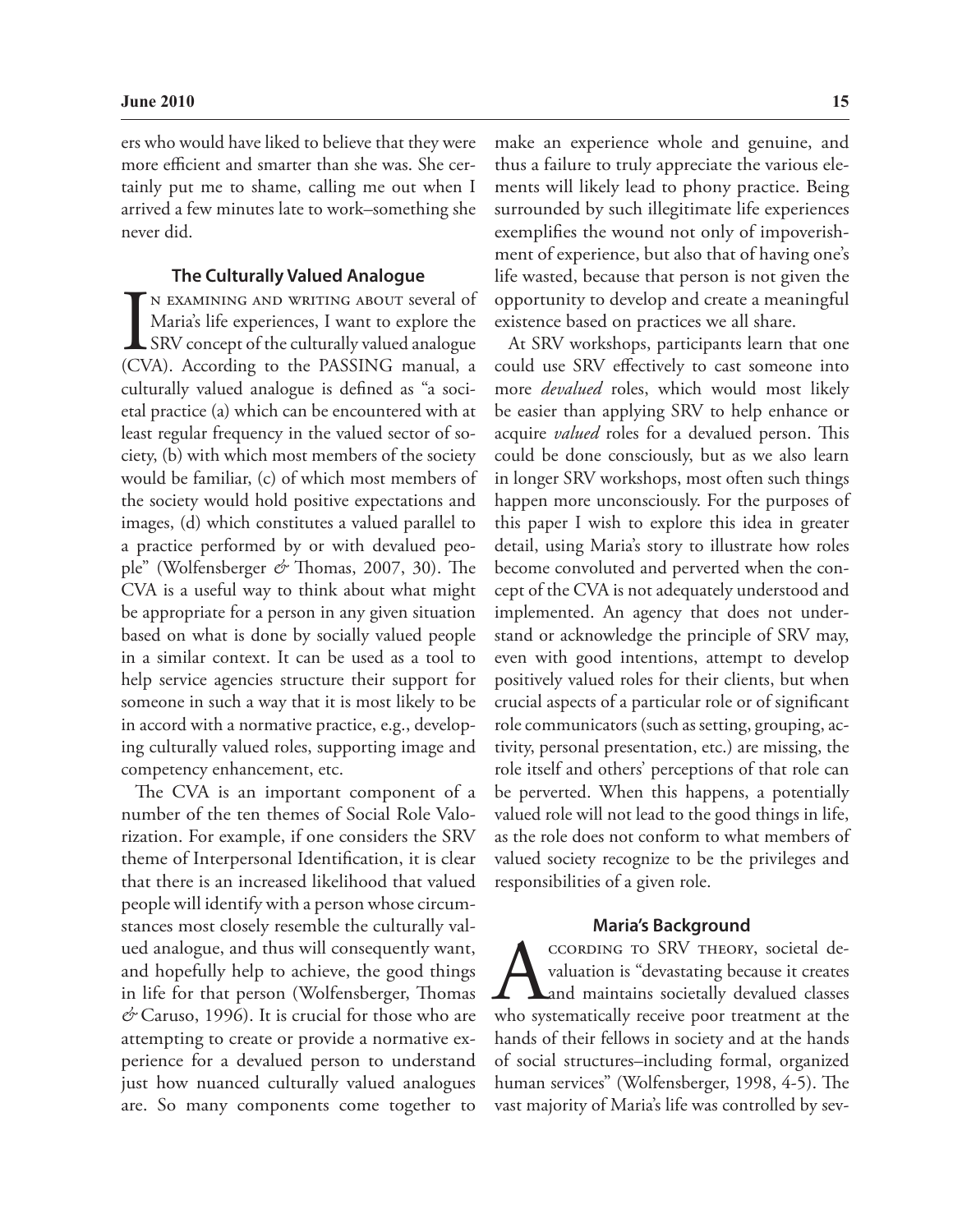ers who would have liked to believe that they were more efficient and smarter than she was. She certainly put me to shame, calling me out when I arrived a few minutes late to work–something she never did.

### The Culturally Valued Analogue

In examining and writing about several of Maria's life experiences, I want to explore the SRV concept of the culturally valued analogue (CVA). According to the PASSING manual, a culturally valued analogue is defined as "a societal practice (a) which can be encountered with at least regular frequency in the valued sector of society, (b) with which most members of the society would be familiar, (c) of which most members of the society would hold positive expectations and images, (d) which constitutes a valued parallel to a practice performed by or with devalued people" (Wolfensberger & Thomas, 2007, 30). The CVA is a useful way to think about what might be appropriate for a person in any given situation based on what is done by socially valued people in a similar context. It can be used as a tool to help service agencies structure their support for someone in such a way that it is most likely to be in accord with a normative practice, e.g., developing culturally valued roles, supporting image and competency enhancement, etc.

The CVA is an important component of a number of the ten themes of Social Role Valorization. For example, if one considers the SRV theme of Interpersonal Identification, it is clear that there is an increased likelihood that valued people will identify with a person whose circumstances most closely resemble the culturally valued analogue, and thus will consequently want, and hopefully help to achieve, the good things in life for that person (Wolfensberger, Thomas & Caruso, 1996). It is crucial for those who are attempting to create or provide a normative experience for a devalued person to understand just how nuanced culturally valued analogues are. So many components come together to make an experience whole and genuine, and thus a failure to truly appreciate the various elements will likely lead to phony practice. Being surrounded by such illegitimate life experiences exemplifies the wound not only of impoverishment of experience, but also that of having one's life wasted, because that person is not given the opportunity to develop and create a meaningful existence based on practices we all share.

At SRV workshops, participants learn that one could use SRV effectively to cast someone into more *devalued* roles, which would most likely be easier than applying SRV to help enhance or acquire *valued* roles for a devalued person. This could be done consciously, but as we also learn in longer SRV workshops, most often such things happen more unconsciously. For the purposes of this paper I wish to explore this idea in greater detail, using Maria's story to illustrate how roles become convoluted and perverted when the concept of the CVA is not adequately understood and implemented. An agency that does not understand or acknowledge the principle of SRV may, even with good intentions, attempt to develop positively valued roles for their clients, but when crucial aspects of a particular role or of significant role communicators (such as setting, grouping, activity, personal presentation, etc.) are missing, the role itself and others' perceptions of that role can be perverted. When this happens, a potentially valued role will not lead to the good things in life, as the role does not conform to what members of valued society recognize to be the privileges and responsibilities of a given role.

### Maria's Background

According to SRV theory, societal devaluation is "devastating because it creates and maintains societally devalued classes who systematically receive poor treatment at the hands of their fellows in society and at the hands of social structures–including formal, organized human services" (Wolfensberger, 1998, 4-5). The vast majority of Maria's life was controlled by sev-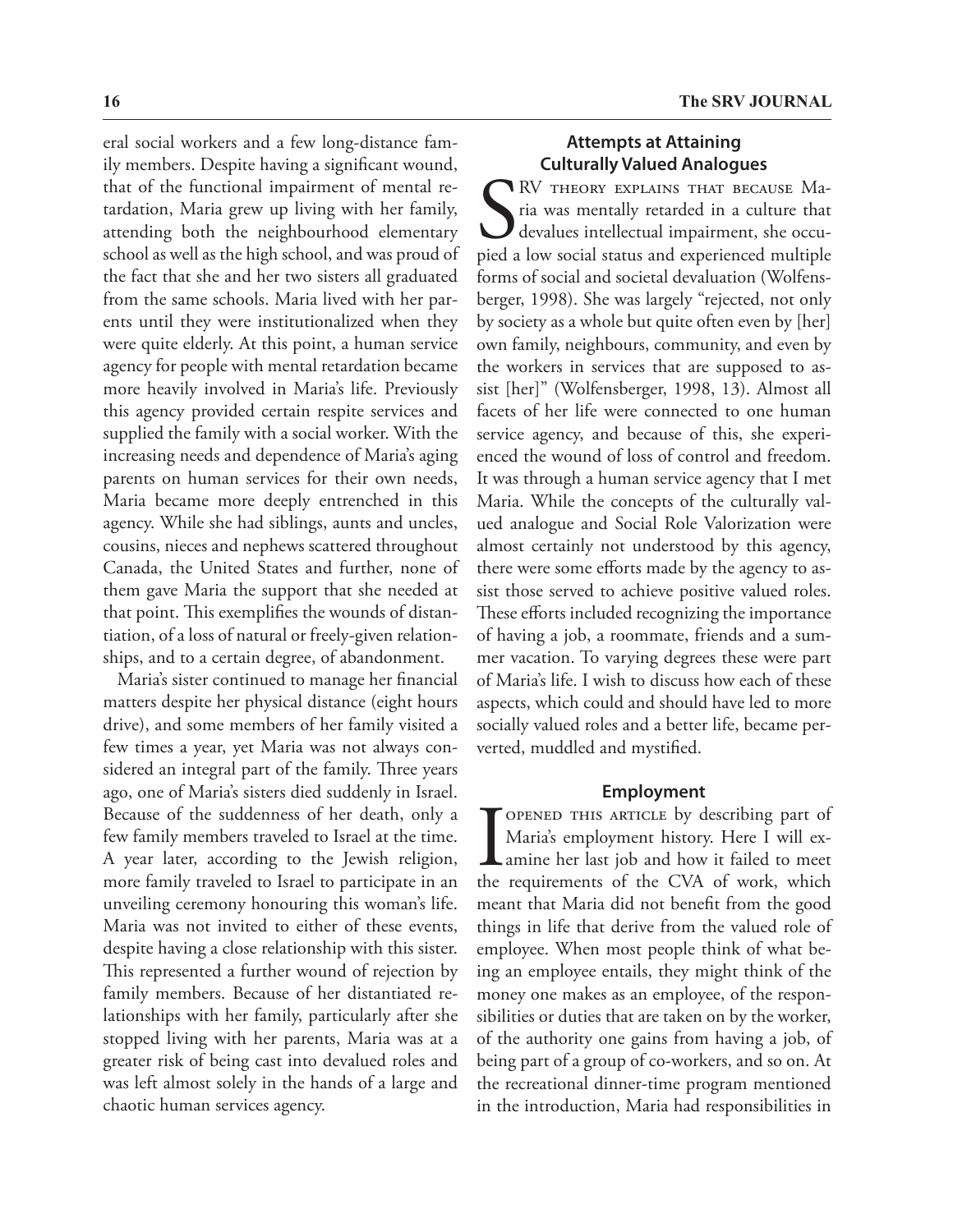eral social workers and a few long-distance family members. Despite having a significant wound, that of the functional impairment of mental retardation, Maria grew up living with her family, attending both the neighbourhood elementary school as well as the high school, and was proud of the fact that she and her two sisters all graduated from the same schools. Maria lived with her parents until they were institutionalized when they were quite elderly. At this point, a human service agency for people with mental retardation became more heavily involved in Maria's life. Previously this agency provided certain respite services and supplied the family with a social worker. With the increasing needs and dependence of Maria's aging parents on human services for their own needs, Maria became more deeply entrenched in this agency. While she had siblings, aunts and uncles, cousins, nieces and nephews scattered throughout Canada, the United States and further, none of them gave Maria the support that she needed at that point. This exemplifies the wounds of distantiation, of a loss of natural or freely-given relationships, and to a certain degree, of abandonment.

Maria's sister continued to manage her financial matters despite her physical distance (eight hours drive), and some members of her family visited a few times a year, yet Maria was not always considered an integral part of the family. Three years ago, one of Maria's sisters died suddenly in Israel. Because of the suddenness of her death, only a few family members traveled to Israel at the time. A year later, according to the Jewish religion, more family traveled to Israel to participate in an unveiling ceremony honouring this woman's life. Maria was not invited to either of these events, despite having a close relationship with this sister. This represented a further wound of rejection by family members. Because of her distantiated relationships with her family, particularly after she stopped living with her parents, Maria was at a greater risk of being cast into devalued roles and was left almost solely in the hands of a large and chaotic human services agency.

## Attempts at Attaining Culturally Valued Analogues

SRV theory explains that because Maria was mentally retarded in a culture that devalues intellectual impairment, she occupied a low social status and experienced multiple forms of social and societal devaluation (Wolfensberger, 1998). She was largely "rejected, not only by society as a whole but quite often even by [her] own family, neighbours, community, and even by the workers in services that are supposed to assist [her]" (Wolfensberger, 1998, 13). Almost all facets of her life were connected to one human service agency, and because of this, she experienced the wound of loss of control and freedom. It was through a human service agency that I met Maria. While the concepts of the culturally valued analogue and Social Role Valorization were almost certainly not understood by this agency, there were some efforts made by the agency to assist those served to achieve positive valued roles. These efforts included recognizing the importance of having a job, a roommate, friends and a summer vacation. To varying degrees these were part of Maria's life. I wish to discuss how each of these aspects, which could and should have led to more socially valued roles and a better life, became perverted, muddled and mystified.

## Employment

I opened this article by describing part of Maria's employment history. Here I will examine her last job and how it failed to meet the requirements of the CVA of work, which meant that Maria did not benefit from the good things in life that derive from the valued role of employee. When most people think of what being an employee entails, they might think of the money one makes as an employee, of the responsibilities or duties that are taken on by the worker, of the authority one gains from having a job, of being part of a group of co-workers, and so on. At the recreational dinner-time program mentioned in the introduction, Maria had responsibilities in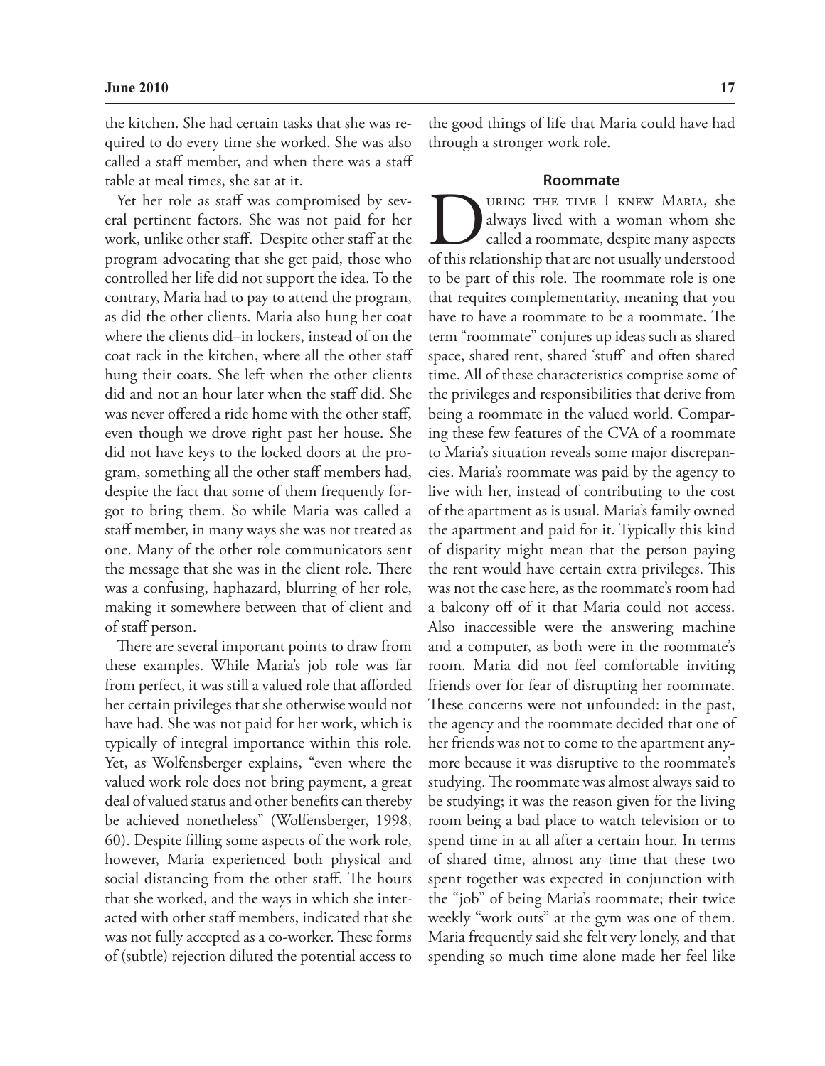the kitchen. She had certain tasks that she was required to do every time she worked. She was also called a staff member, and when there was a staff table at meal times, she sat at it.

Yet her role as staff was compromised by several pertinent factors. She was not paid for her work, unlike other staff. Despite other staff at the program advocating that she get paid, those who controlled her life did not support the idea. To the contrary, Maria had to pay to attend the program, as did the other clients. Maria also hung her coat where the clients did–in lockers, instead of on the coat rack in the kitchen, where all the other staff hung their coats. She left when the other clients did and not an hour later when the staff did. She was never offered a ride home with the other staff, even though we drove right past her house. She did not have keys to the locked doors at the program, something all the other staff members had, despite the fact that some of them frequently forgot to bring them. So while Maria was called a staff member, in many ways she was not treated as one. Many of the other role communicators sent the message that she was in the client role. There was a confusing, haphazard, blurring of her role, making it somewhere between that of client and of staff person.

There are several important points to draw from these examples. While Maria's job role was far from perfect, it was still a valued role that afforded her certain privileges that she otherwise would not have had. She was not paid for her work, which is typically of integral importance within this role. Yet, as Wolfensberger explains, "even where the valued work role does not bring payment, a great deal of valued status and other benefits can thereby be achieved nonetheless" (Wolfensberger, 1998, 60). Despite filling some aspects of the work role, however, Maria experienced both physical and social distancing from the other staff. The hours that she worked, and the ways in which she interacted with other staff members, indicated that she was not fully accepted as a co-worker. These forms of (subtle) rejection diluted the potential access to the good things of life that Maria could have had through a stronger work role.

## Roommate

During the time I knew Maria, she always lived with a woman whom she called a roommate, despite many aspects of this relationship that are not usually understood to be part of this role. The roommate role is one that requires complementarity, meaning that you have to have a roommate to be a roommate. The term "roommate" conjures up ideas such as shared space, shared rent, shared 'stuff' and often shared time. All of these characteristics comprise some of the privileges and responsibilities that derive from being a roommate in the valued world. Comparing these few features of the CVA of a roommate to Maria's situation reveals some major discrepancies. Maria's roommate was paid by the agency to live with her, instead of contributing to the cost of the apartment as is usual. Maria's family owned the apartment and paid for it. Typically this kind of disparity might mean that the person paying the rent would have certain extra privileges. This was not the case here, as the roommate's room had a balcony off of it that Maria could not access. Also inaccessible were the answering machine and a computer, as both were in the roommate's room. Maria did not feel comfortable inviting friends over for fear of disrupting her roommate. These concerns were not unfounded: in the past, the agency and the roommate decided that one of her friends was not to come to the apartment anymore because it was disruptive to the roommate's studying. The roommate was almost always said to be studying; it was the reason given for the living room being a bad place to watch television or to spend time in at all after a certain hour. In terms of shared time, almost any time that these two spent together was expected in conjunction with the "job" of being Maria's roommate; their twice weekly "work outs" at the gym was one of them. Maria frequently said she felt very lonely, and that spending so much time alone made her feel like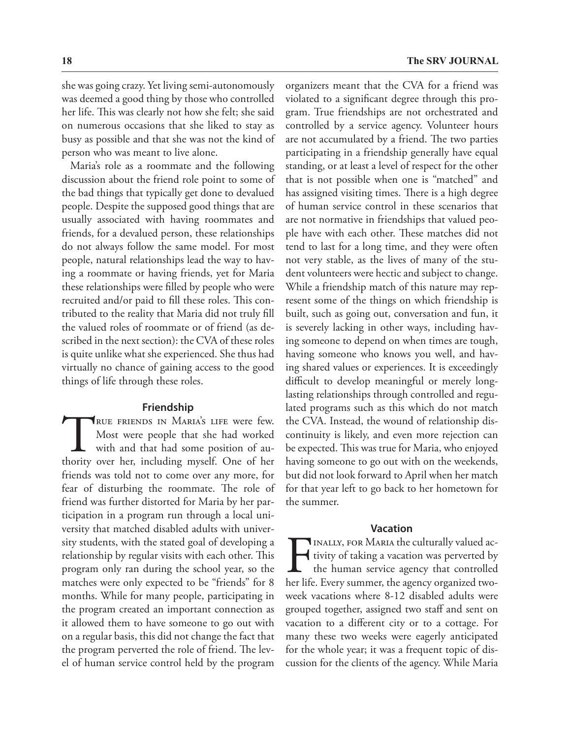she was going crazy. Yet living semi-autonomously was deemed a good thing by those who controlled her life. This was clearly not how she felt; she said on numerous occasions that she liked to stay as busy as possible and that she was not the kind of person who was meant to live alone.

Maria's role as a roommate and the following discussion about the friend role point to some of the bad things that typically get done to devalued people. Despite the supposed good things that are usually associated with having roommates and friends, for a devalued person, these relationships do not always follow the same model. For most people, natural relationships lead the way to having a roommate or having friends, yet for Maria these relationships were filled by people who were recruited and/or paid to fill these roles. This contributed to the reality that Maria did not truly fill the valued roles of roommate or of friend (as described in the next section): the CVA of these roles is quite unlike what she experienced. She thus had virtually no chance of gaining access to the good things of life through these roles.

## Friendship

True friends in Maria's life were few. Most were people that she had worked with and that had some position of authority over her, including myself. One of her friends was told not to come over any more, for fear of disturbing the roommate. The role of friend was further distorted for Maria by her participation in a program run through a local university that matched disabled adults with university students, with the stated goal of developing a relationship by regular visits with each other. This program only ran during the school year, so the matches were only expected to be "friends" for 8 months. While for many people, participating in the program created an important connection as it allowed them to have someone to go out with on a regular basis, this did not change the fact that the program perverted the role of friend. The level of human service control held by the program organizers meant that the CVA for a friend was violated to a significant degree through this program. True friendships are not orchestrated and controlled by a service agency. Volunteer hours are not accumulated by a friend. The two parties participating in a friendship generally have equal standing, or at least a level of respect for the other that is not possible when one is "matched" and has assigned visiting times. There is a high degree of human service control in these scenarios that are not normative in friendships that valued people have with each other. These matches did not tend to last for a long time, and they were often not very stable, as the lives of many of the student volunteers were hectic and subject to change. While a friendship match of this nature may represent some of the things on which friendship is built, such as going out, conversation and fun, it is severely lacking in other ways, including having someone to depend on when times are tough, having someone who knows you well, and having shared values or experiences. It is exceedingly difficult to develop meaningful or merely long-lasting relationships through controlled and regulated programs such as this which do not match the CVA. Instead, the wound of relationship discontinuity is likely, and even more rejection can be expected. This was true for Maria, who enjoyed having someone to go out with on the weekends, but did not look forward to April when her match for that year left to go back to her hometown for the summer.

## Vacation

Finally, for Maria the culturally valued activity of taking a vacation was perverted by the human service agency that controlled her life. Every summer, the agency organized two-week vacations where 8-12 disabled adults were grouped together, assigned two staff and sent on vacation to a different city or to a cottage. For many these two weeks were eagerly anticipated for the whole year; it was a frequent topic of discussion for the clients of the agency. While Maria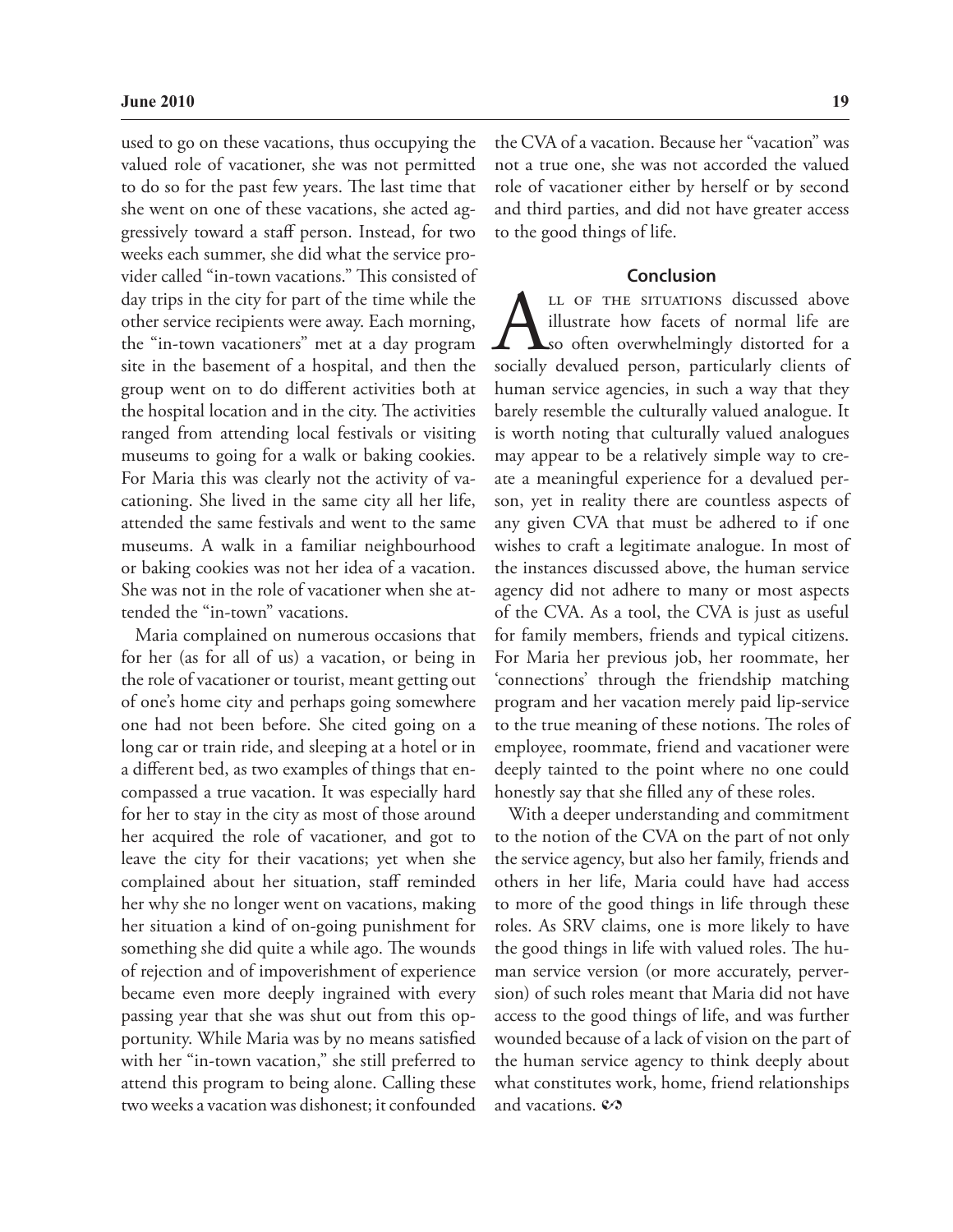used to go on these vacations, thus occupying the valued role of vacationer, she was not permitted to do so for the past few years. The last time that she went on one of these vacations, she acted aggressively toward a staff person. Instead, for two weeks each summer, she did what the service provider called "in-town vacations." This consisted of day trips in the city for part of the time while the other service recipients were away. Each morning, the "in-town vacationers" met at a day program site in the basement of a hospital, and then the group went on to do different activities both at the hospital location and in the city. The activities ranged from attending local festivals or visiting museums to going for a walk or baking cookies. For Maria this was clearly not the activity of vacationing. She lived in the same city all her life, attended the same festivals and went to the same museums. A walk in a familiar neighbourhood or baking cookies was not her idea of a vacation. She was not in the role of vacationer when she attended the "in-town" vacations.

Maria complained on numerous occasions that for her (as for all of us) a vacation, or being in the role of vacationer or tourist, meant getting out of one's home city and perhaps going somewhere one had not been before. She cited going on a long car or train ride, and sleeping at a hotel or in a different bed, as two examples of things that encompassed a true vacation. It was especially hard for her to stay in the city as most of those around her acquired the role of vacationer, and got to leave the city for their vacations; yet when she complained about her situation, staff reminded her why she no longer went on vacations, making her situation a kind of on-going punishment for something she did quite a while ago. The wounds of rejection and of impoverishment of experience became even more deeply ingrained with every passing year that she was shut out from this opportunity. While Maria was by no means satisfied with her "in-town vacation," she still preferred to attend this program to being alone. Calling these two weeks a vacation was dishonest; it confounded the CVA of a vacation. Because her "vacation" was not a true one, she was not accorded the valued role of vacationer either by herself or by second and third parties, and did not have greater access to the good things of life.

## Conclusion

All of the situations discussed above illustrate how facets of normal life are so often overwhelmingly distorted for a socially devalued person, particularly clients of human service agencies, in such a way that they barely resemble the culturally valued analogue. It is worth noting that culturally valued analogues may appear to be a relatively simple way to create a meaningful experience for a devalued person, yet in reality there are countless aspects of any given CVA that must be adhered to if one wishes to craft a legitimate analogue. In most of the instances discussed above, the human service agency did not adhere to many or most aspects of the CVA. As a tool, the CVA is just as useful for family members, friends and typical citizens. For Maria her previous job, her roommate, her 'connections' through the friendship matching program and her vacation merely paid lip-service to the true meaning of these notions. The roles of employee, roommate, friend and vacationer were deeply tainted to the point where no one could honestly say that she filled any of these roles.

With a deeper understanding and commitment to the notion of the CVA on the part of not only the service agency, but also her family, friends and others in her life, Maria could have had access to more of the good things in life through these roles. As SRV claims, one is more likely to have the good things in life with valued roles. The human service version (or more accurately, perversion) of such roles meant that Maria did not have access to the good things of life, and was further wounded because of a lack of vision on the part of the human service agency to think deeply about what constitutes work, home, friend relationships and vacations.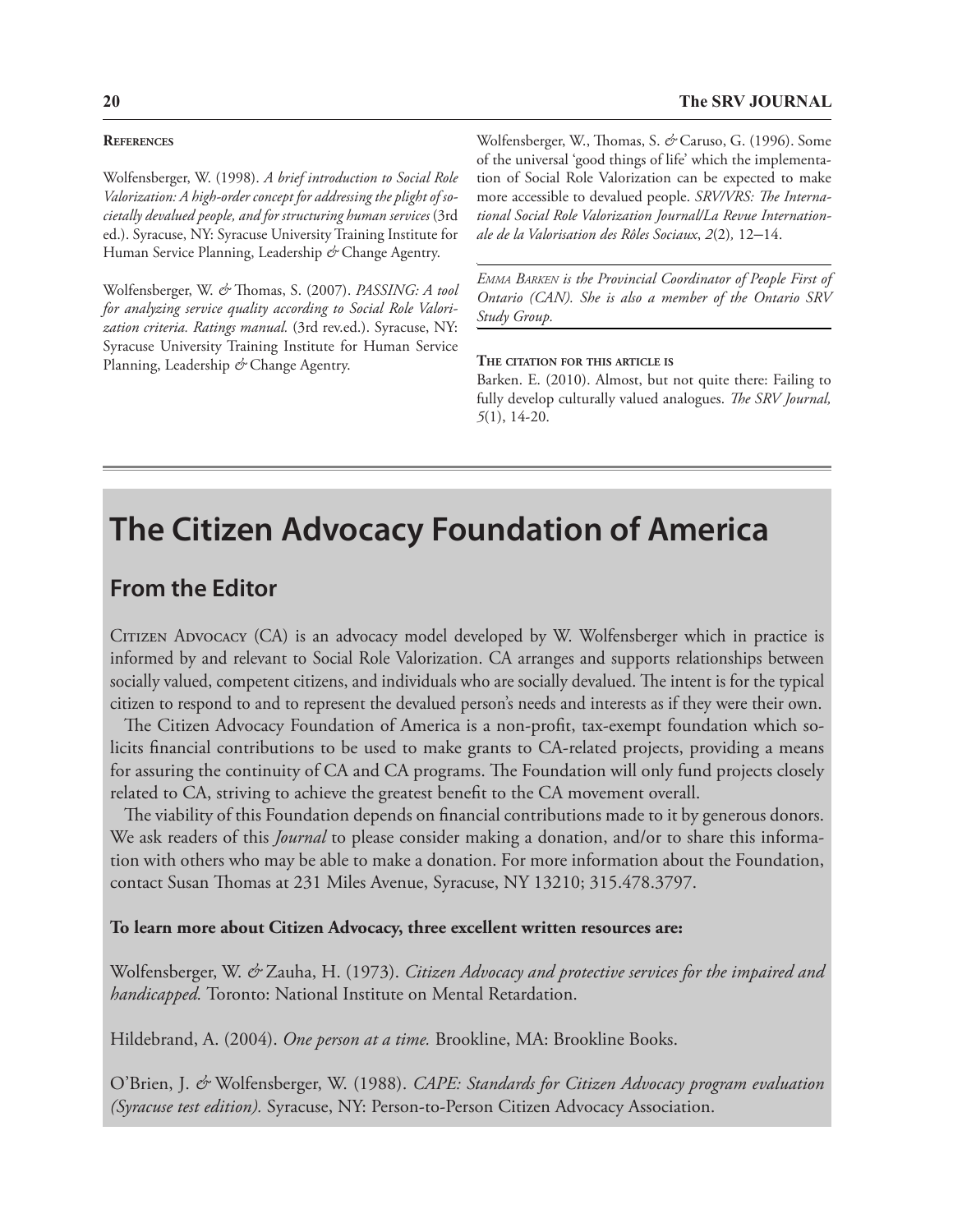**References**

Wolfensberger, W. (1998). *A brief introduction to Social Role Valorization: A high-order concept for addressing the plight of societally devalued people, and for structuring human services* (3rd ed.). Syracuse, NY: Syracuse University Training Institute for Human Service Planning, Leadership & Change Agentry.

Wolfensberger, W. & Thomas, S. (2007). *PASSING: A tool for analyzing service quality according to Social Role Valorization criteria. Ratings manual.* (3rd rev.ed.). Syracuse, NY: Syracuse University Training Institute for Human Service Planning, Leadership & Change Agentry.

Wolfensberger, W., Thomas, S. & Caruso, G. (1996). Some of the universal 'good things of life' which the implementation of Social Role Valorization can be expected to make more accessible to devalued people. *SRV/VRS: The International Social Role Valorization Journal/La Revue Internationale de la Valorisation des Rôles Sociaux*, *2*(2)*,* 12–14.

*Emma Barken is the Provincial Coordinator of People First of Ontario (CAN). She is also a member of the Ontario SRV Study Group.*

**The citation for this article is**

Barken. E. (2010). Almost, but not quite there: Failing to fully develop culturally valued analogues. *The SRV Journal, 5*(1), 14-20.

# The Citizen Advocacy Foundation of America

## From the Editor

Citizen Advocacy (CA) is an advocacy model developed by W. Wolfensberger which in practice is informed by and relevant to Social Role Valorization. CA arranges and supports relationships between socially valued, competent citizens, and individuals who are socially devalued. The intent is for the typical citizen to respond to and to represent the devalued person's needs and interests as if they were their own.

The Citizen Advocacy Foundation of America is a non-profit, tax-exempt foundation which solicits financial contributions to be used to make grants to CA-related projects, providing a means for assuring the continuity of CA and CA programs. The Foundation will only fund projects closely related to CA, striving to achieve the greatest benefit to the CA movement overall.

The viability of this Foundation depends on financial contributions made to it by generous donors. We ask readers of this *Journal* to please consider making a donation, and/or to share this information with others who may be able to make a donation. For more information about the Foundation, contact Susan Thomas at 231 Miles Avenue, Syracuse, NY 13210; 315.478.3797.

**To learn more about Citizen Advocacy, three excellent written resources are:**

Wolfensberger, W. & Zauha, H. (1973). *Citizen Advocacy and protective services for the impaired and handicapped.* Toronto: National Institute on Mental Retardation.

Hildebrand, A. (2004). *One person at a time.* Brookline, MA: Brookline Books.

O'Brien, J. & Wolfensberger, W. (1988). *CAPE: Standards for Citizen Advocacy program evaluation (Syracuse test edition).* Syracuse, NY: Person-to-Person Citizen Advocacy Association.